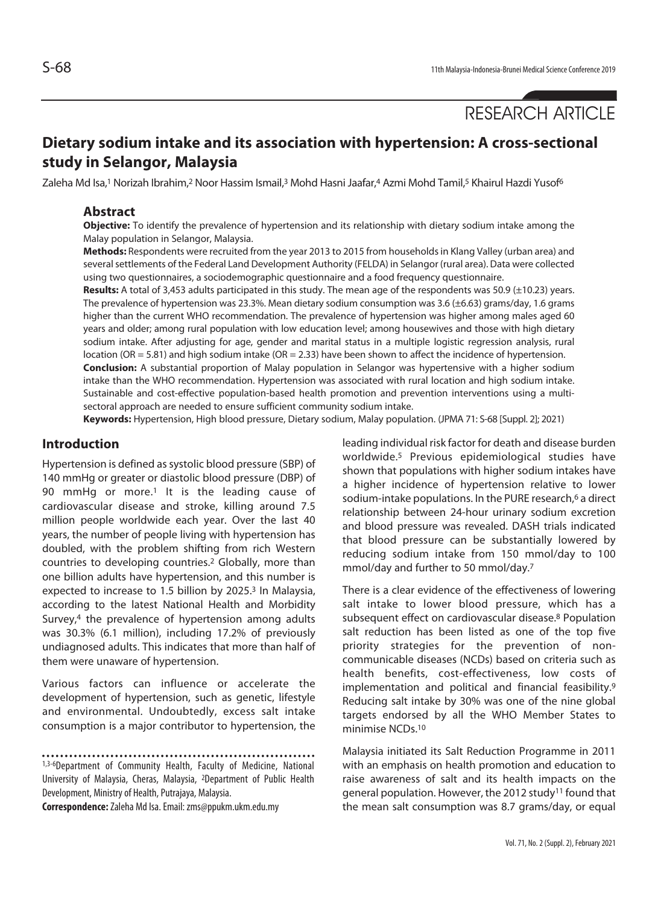RESEARCH ARTICLE

# Dietary sodium intake and its association with hypertension: A cross-sectional study in Selangor, Malaysia

Zaleha Md Isa,[1] Norizah Ibrahim,[2] Noor Hassim Ismail,[3] Mohd Hasni Jaafar,[4] Azmi Mohd Tamil,[5] Khairul Hazdi Yusof[6]

## Abstract

**Objective:** To identify the prevalence of hypertension and its relationship with dietary sodium intake among the Malay population in Selangor, Malaysia.

**Methods:** Respondents were recruited from the year 2013 to 2015 from households in Klang Valley (urban area) and several settlements of the Federal Land Development Authority (FELDA) in Selangor (rural area). Data were collected using two questionnaires, a sociodemographic questionnaire and a food frequency questionnaire.

**Results:** A total of 3,453 adults participated in this study. The mean age of the respondents was 50.9 (±10.23) years. The prevalence of hypertension was 23.3%. Mean dietary sodium consumption was 3.6 (±6.63) grams/day, 1.6 grams higher than the current WHO recommendation. The prevalence of hypertension was higher among males aged 60 years and older; among rural population with low education level; among housewives and those with high dietary sodium intake. After adjusting for age, gender and marital status in a multiple logistic regression analysis, rural location (OR = 5.81) and high sodium intake (OR = 2.33) have been shown to affect the incidence of hypertension.

**Conclusion:** A substantial proportion of Malay population in Selangor was hypertensive with a higher sodium intake than the WHO recommendation. Hypertension was associated with rural location and high sodium intake. Sustainable and cost-effective population-based health promotion and prevention interventions using a multi-sectoral approach are needed to ensure sufficient community sodium intake.

**Keywords:** Hypertension, High blood pressure, Dietary sodium, Malay population. (JPMA 71: S-68 [Suppl. 2]; 2021)

## Introduction

Hypertension is defined as systolic blood pressure (SBP) of 140 mmHg or greater or diastolic blood pressure (DBP) of 90 mmHg or more.[1] It is the leading cause of cardiovascular disease and stroke, killing around 7.5 million people worldwide each year. Over the last 40 years, the number of people living with hypertension has doubled, with the problem shifting from rich Western countries to developing countries.[2] Globally, more than one billion adults have hypertension, and this number is expected to increase to 1.5 billion by 2025.[3] In Malaysia, according to the latest National Health and Morbidity Survey,[4] the prevalence of hypertension among adults was 30.3% (6.1 million), including 17.2% of previously undiagnosed adults. This indicates that more than half of them were unaware of hypertension.

Various factors can influence or accelerate the development of hypertension, such as genetic, lifestyle and environmental. Undoubtedly, excess salt intake consumption is a major contributor to hypertension, the leading individual risk factor for death and disease burden worldwide.[5] Previous epidemiological studies have shown that populations with higher sodium intakes have a higher incidence of hypertension relative to lower sodium-intake populations. In the PURE research,[6] a direct relationship between 24-hour urinary sodium excretion and blood pressure was revealed. DASH trials indicated that blood pressure can be substantially lowered by reducing sodium intake from 150 mmol/day to 100 mmol/day and further to 50 mmol/day.[7]

There is a clear evidence of the effectiveness of lowering salt intake to lower blood pressure, which has a subsequent effect on cardiovascular disease.[8] Population salt reduction has been listed as one of the top five priority strategies for the prevention of non-communicable diseases (NCDs) based on criteria such as health benefits, cost-effectiveness, low costs of implementation and political and financial feasibility.[9] Reducing salt intake by 30% was one of the nine global targets endorsed by all the WHO Member States to minimise NCDs.[10]

Malaysia initiated its Salt Reduction Programme in 2011 with an emphasis on health promotion and education to raise awareness of salt and its health impacts on the general population. However, the 2012 study[11] found that the mean salt consumption was 8.7 grams/day, or equal

[1,3-6]Department of Community Health, Faculty of Medicine, National University of Malaysia, Cheras, Malaysia, [2]Department of Public Health Development, Ministry of Health, Putrajaya, Malaysia.

**Correspondence:** Zaleha Md Isa. Email: zms@ppukm.edu.my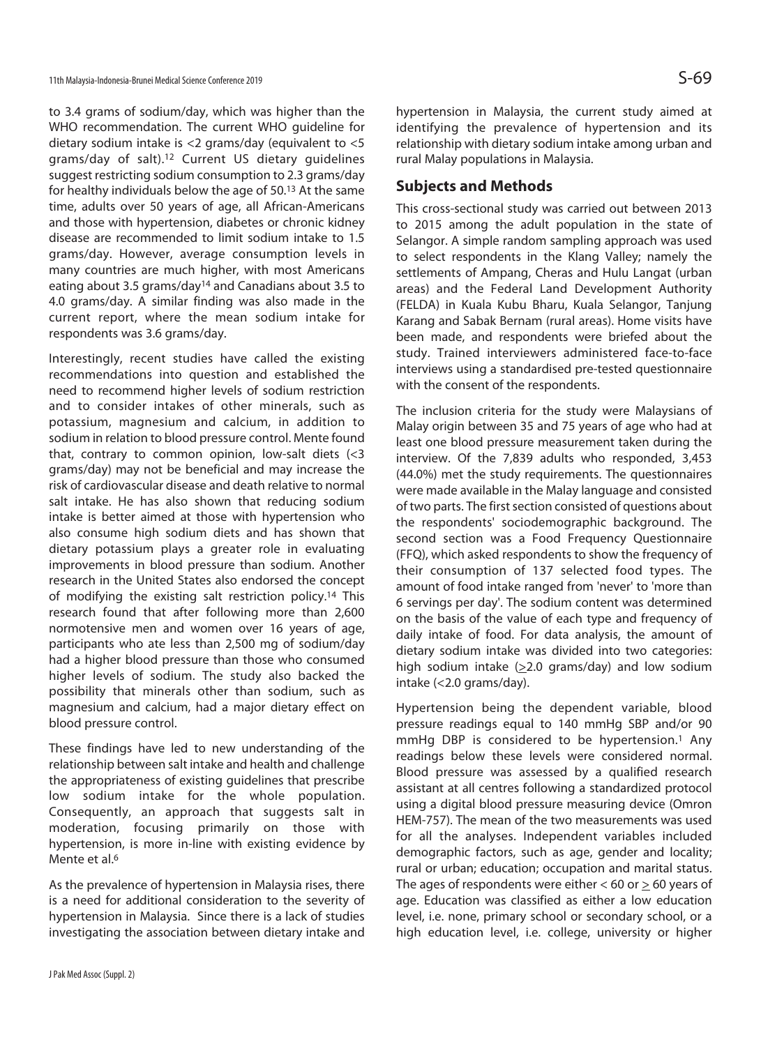to 3.4 grams of sodium/day, which was higher than the WHO recommendation. The current WHO guideline for dietary sodium intake is <2 grams/day (equivalent to <5 grams/day of salt).[12] Current US dietary guidelines suggest restricting sodium consumption to 2.3 grams/day for healthy individuals below the age of 50.[13] At the same time, adults over 50 years of age, all African-Americans and those with hypertension, diabetes or chronic kidney disease are recommended to limit sodium intake to 1.5 grams/day. However, average consumption levels in many countries are much higher, with most Americans eating about 3.5 grams/day[14] and Canadians about 3.5 to 4.0 grams/day. A similar finding was also made in the current report, where the mean sodium intake for respondents was 3.6 grams/day.

Interestingly, recent studies have called the existing recommendations into question and established the need to recommend higher levels of sodium restriction and to consider intakes of other minerals, such as potassium, magnesium and calcium, in addition to sodium in relation to blood pressure control. Mente found that, contrary to common opinion, low-salt diets (<3 grams/day) may not be beneficial and may increase the risk of cardiovascular disease and death relative to normal salt intake. He has also shown that reducing sodium intake is better aimed at those with hypertension who also consume high sodium diets and has shown that dietary potassium plays a greater role in evaluating improvements in blood pressure than sodium. Another research in the United States also endorsed the concept of modifying the existing salt restriction policy.[14] This research found that after following more than 2,600 normotensive men and women over 16 years of age, participants who ate less than 2,500 mg of sodium/day had a higher blood pressure than those who consumed higher levels of sodium. The study also backed the possibility that minerals other than sodium, such as magnesium and calcium, had a major dietary effect on blood pressure control.

These findings have led to new understanding of the relationship between salt intake and health and challenge the appropriateness of existing guidelines that prescribe low sodium intake for the whole population. Consequently, an approach that suggests salt in moderation, focusing primarily on those with hypertension, is more in-line with existing evidence by Mente et al.[6]

As the prevalence of hypertension in Malaysia rises, there is a need for additional consideration to the severity of hypertension in Malaysia. Since there is a lack of studies investigating the association between dietary intake and hypertension in Malaysia, the current study aimed at identifying the prevalence of hypertension and its relationship with dietary sodium intake among urban and rural Malay populations in Malaysia.

## Subjects and Methods

This cross-sectional study was carried out between 2013 to 2015 among the adult population in the state of Selangor. A simple random sampling approach was used to select respondents in the Klang Valley; namely the settlements of Ampang, Cheras and Hulu Langat (urban areas) and the Federal Land Development Authority (FELDA) in Kuala Kubu Bharu, Kuala Selangor, Tanjung Karang and Sabak Bernam (rural areas). Home visits have been made, and respondents were briefed about the study. Trained interviewers administered face-to-face interviews using a standardised pre-tested questionnaire with the consent of the respondents.

The inclusion criteria for the study were Malaysians of Malay origin between 35 and 75 years of age who had at least one blood pressure measurement taken during the interview. Of the 7,839 adults who responded, 3,453 (44.0%) met the study requirements. The questionnaires were made available in the Malay language and consisted of two parts. The first section consisted of questions about the respondents' sociodemographic background. The second section was a Food Frequency Questionnaire (FFQ), which asked respondents to show the frequency of their consumption of 137 selected food types. The amount of food intake ranged from 'never' to 'more than 6 servings per day'. The sodium content was determined on the basis of the value of each type and frequency of daily intake of food. For data analysis, the amount of dietary sodium intake was divided into two categories: high sodium intake (≥2.0 grams/day) and low sodium intake (<2.0 grams/day).

Hypertension being the dependent variable, blood pressure readings equal to 140 mmHg SBP and/or 90 mmHg DBP is considered to be hypertension.[1] Any readings below these levels were considered normal. Blood pressure was assessed by a qualified research assistant at all centres following a standardized protocol using a digital blood pressure measuring device (Omron HEM-757). The mean of the two measurements was used for all the analyses. Independent variables included demographic factors, such as age, gender and locality; rural or urban; education; occupation and marital status. The ages of respondents were either < 60 or ≥ 60 years of age. Education was classified as either a low education level, i.e. none, primary school or secondary school, or a high education level, i.e. college, university or higher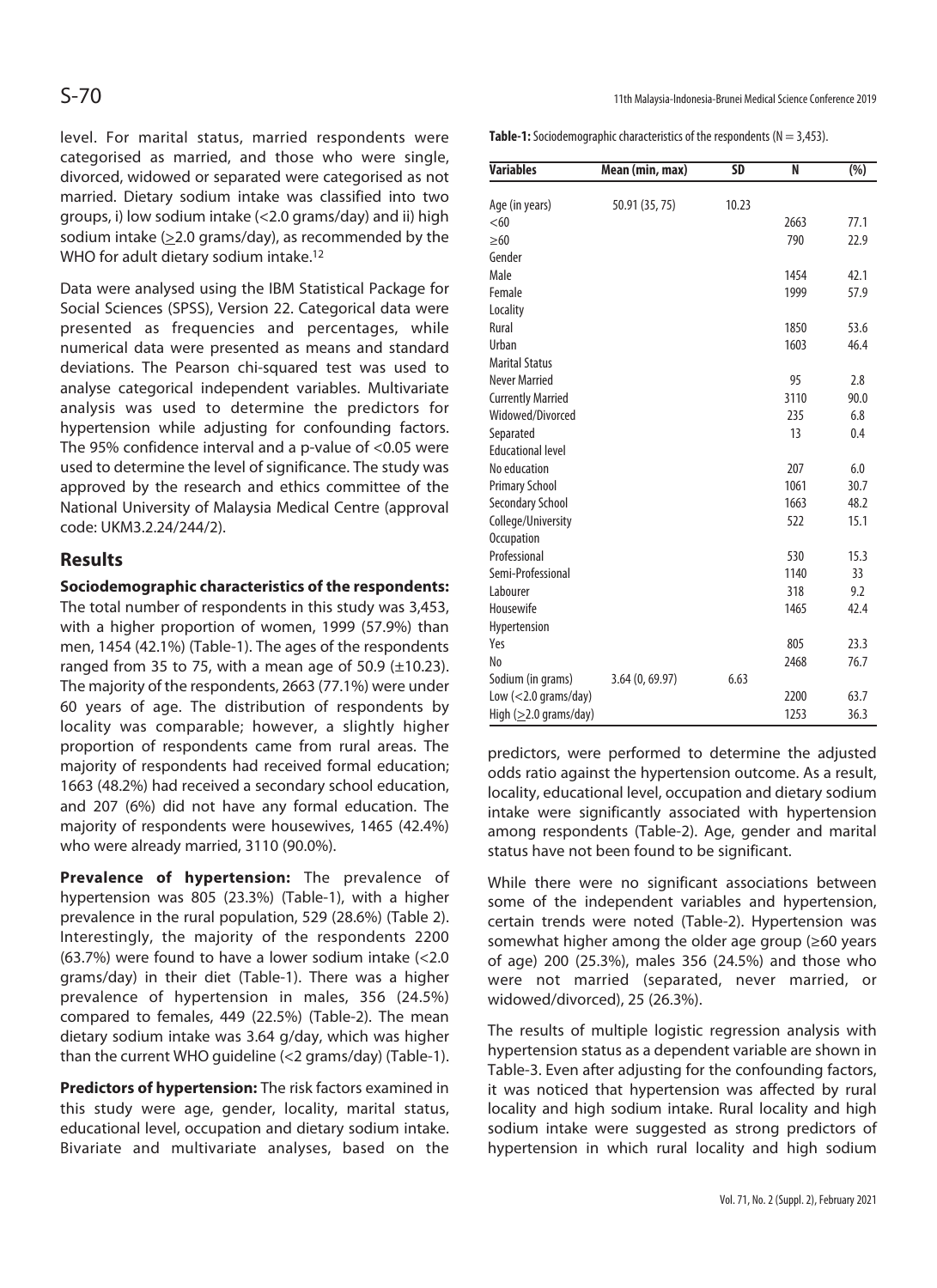level. For marital status, married respondents were categorised as married, and those who were single, divorced, widowed or separated were categorised as not married. Dietary sodium intake was classified into two groups, i) low sodium intake (<2.0 grams/day) and ii) high sodium intake (≥2.0 grams/day), as recommended by the WHO for adult dietary sodium intake.[12]

Data were analysed using the IBM Statistical Package for Social Sciences (SPSS), Version 22. Categorical data were presented as frequencies and percentages, while numerical data were presented as means and standard deviations. The Pearson chi-squared test was used to analyse categorical independent variables. Multivariate analysis was used to determine the predictors for hypertension while adjusting for confounding factors. The 95% confidence interval and a p-value of <0.05 were used to determine the level of significance. The study was approved by the research and ethics committee of the National University of Malaysia Medical Centre (approval code: UKM3.2.24/244/2).

## Results

**Sociodemographic characteristics of the respondents:** The total number of respondents in this study was 3,453, with a higher proportion of women, 1999 (57.9%) than men, 1454 (42.1%) (Table-1). The ages of the respondents ranged from 35 to 75, with a mean age of 50.9 (±10.23). The majority of the respondents, 2663 (77.1%) were under 60 years of age. The distribution of respondents by locality was comparable; however, a slightly higher proportion of respondents came from rural areas. The majority of respondents had received formal education; 1663 (48.2%) had received a secondary school education, and 207 (6%) did not have any formal education. The majority of respondents were housewives, 1465 (42.4%) who were already married, 3110 (90.0%).

**Prevalence of hypertension:** The prevalence of hypertension was 805 (23.3%) (Table-1), with a higher prevalence in the rural population, 529 (28.6%) (Table 2). Interestingly, the majority of the respondents 2200 (63.7%) were found to have a lower sodium intake (<2.0 grams/day) in their diet (Table-1). There was a higher prevalence of hypertension in males, 356 (24.5%) compared to females, 449 (22.5%) (Table-2). The mean dietary sodium intake was 3.64 g/day, which was higher than the current WHO guideline (<2 grams/day) (Table-1).

**Predictors of hypertension:** The risk factors examined in this study were age, gender, locality, marital status, educational level, occupation and dietary sodium intake. Bivariate and multivariate analyses, based on the predictors, were performed to determine the adjusted odds ratio against the hypertension outcome. As a result, locality, educational level, occupation and dietary sodium intake were significantly associated with hypertension among respondents (Table-2). Age, gender and marital status have not been found to be significant.

**Table-1:** Sociodemographic characteristics of the respondents (N = 3,453).

| Variables | Mean (min, max) | SD | N | (%) |
|---|---|---|---|---|
| Age (in years) | 50.91 (35, 75) | 10.23 | | |
| <60 | | | 2663 | 77.1 |
| ≥60 | | | 790 | 22.9 |
| Gender | | | | |
| Male | | | 1454 | 42.1 |
| Female | | | 1999 | 57.9 |
| Locality | | | | |
| Rural | | | 1850 | 53.6 |
| Urban | | | 1603 | 46.4 |
| Marital Status | | | | |
| Never Married | | | 95 | 2.8 |
| Currently Married | | | 3110 | 90.0 |
| Widowed/Divorced | | | 235 | 6.8 |
| Separated | | | 13 | 0.4 |
| Educational level | | | | |
| No education | | | 207 | 6.0 |
| Primary School | | | 1061 | 30.7 |
| Secondary School | | | 1663 | 48.2 |
| College/University | | | 522 | 15.1 |
| Occupation | | | | |
| Professional | | | 530 | 15.3 |
| Semi-Professional | | | 1140 | 33 |
| Labourer | | | 318 | 9.2 |
| Housewife | | | 1465 | 42.4 |
| Hypertension | | | | |
| Yes | | | 805 | 23.3 |
| No | | | 2468 | 76.7 |
| Sodium (in grams) | 3.64 (0, 69.97) | 6.63 | | |
| Low (<2.0 grams/day) | | | 2200 | 63.7 |
| High (≥2.0 grams/day) | | | 1253 | 36.3 |

While there were no significant associations between some of the independent variables and hypertension, certain trends were noted (Table-2). Hypertension was somewhat higher among the older age group (≥60 years of age) 200 (25.3%), males 356 (24.5%) and those who were not married (separated, never married, or widowed/divorced), 25 (26.3%).

The results of multiple logistic regression analysis with hypertension status as a dependent variable are shown in Table-3. Even after adjusting for the confounding factors, it was noticed that hypertension was affected by rural locality and high sodium intake. Rural locality and high sodium intake were suggested as strong predictors of hypertension in which rural locality and high sodium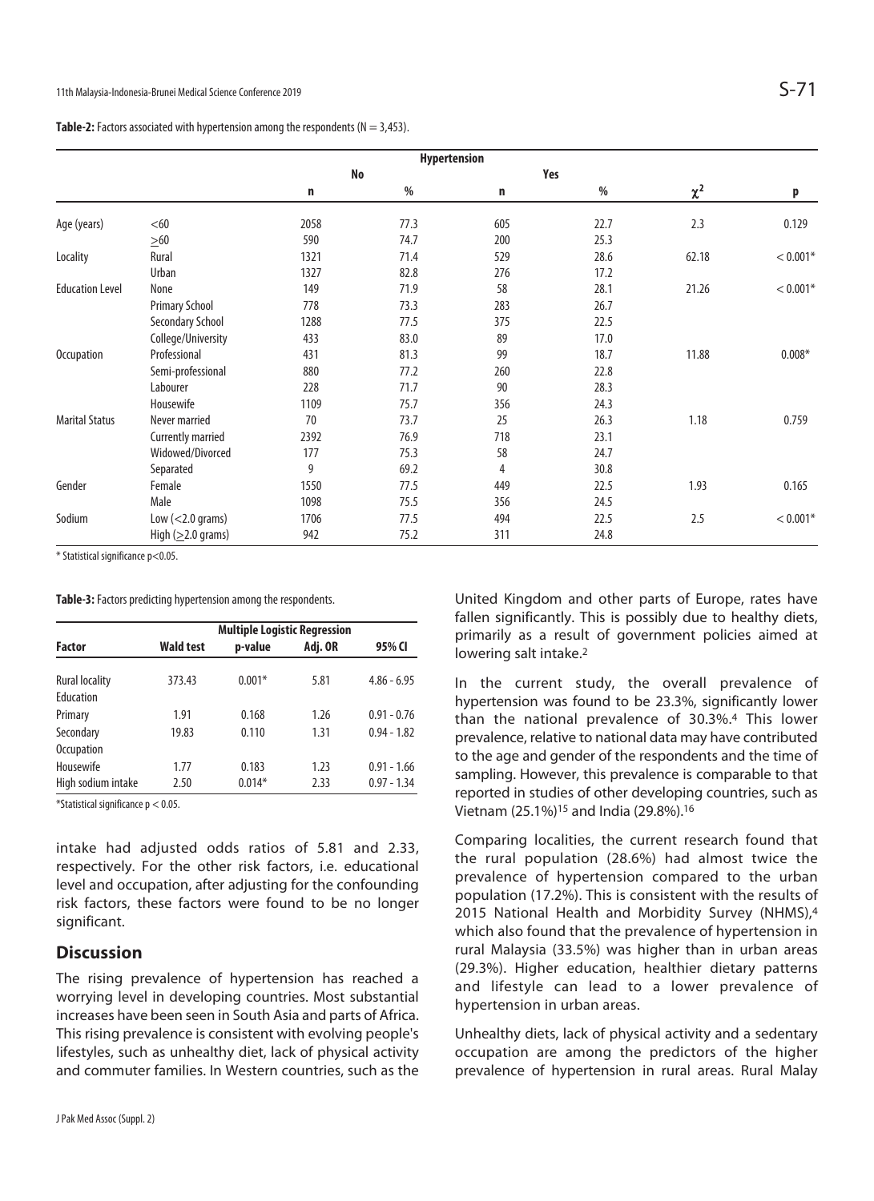**Table-2:** Factors associated with hypertension among the respondents (N = 3,453).

| | | Hypertension | | | | | |
|---|---|---|---|---|---|---|---|
| | | No | | Yes | | | |
| | | n | % | n | % | $\chi^2$ | p |
| Age (years) | <60 | 2058 | 77.3 | 605 | 22.7 | 2.3 | 0.129 |
| | ≥60 | 590 | 74.7 | 200 | 25.3 | | |
| Locality | Rural | 1321 | 71.4 | 529 | 28.6 | 62.18 | < 0.001* |
| | Urban | 1327 | 82.8 | 276 | 17.2 | | |
| Education Level | None | 149 | 71.9 | 58 | 28.1 | 21.26 | < 0.001* |
| | Primary School | 778 | 73.3 | 283 | 26.7 | | |
| | Secondary School | 1288 | 77.5 | 375 | 22.5 | | |
| | College/University | 433 | 83.0 | 89 | 17.0 | | |
| Occupation | Professional | 431 | 81.3 | 99 | 18.7 | 11.88 | 0.008* |
| | Semi-professional | 880 | 77.2 | 260 | 22.8 | | |
| | Labourer | 228 | 71.7 | 90 | 28.3 | | |
| | Housewife | 1109 | 75.7 | 356 | 24.3 | | |
| Marital Status | Never married | 70 | 73.7 | 25 | 26.3 | 1.18 | 0.759 |
| | Currently married | 2392 | 76.9 | 718 | 23.1 | | |
| | Widowed/Divorced | 177 | 75.3 | 58 | 24.7 | | |
| | Separated | 9 | 69.2 | 4 | 30.8 | | |
| Gender | Female | 1550 | 77.5 | 449 | 22.5 | 1.93 | 0.165 |
| | Male | 1098 | 75.5 | 356 | 24.5 | | |
| Sodium | Low (<2.0 grams) | 1706 | 77.5 | 494 | 22.5 | 2.5 | < 0.001* |
| | High (≥2.0 grams) | 942 | 75.2 | 311 | 24.8 | | |

\* Statistical significance p<0.05.

**Table-3:** Factors predicting hypertension among the respondents.

| | Multiple Logistic Regression | | | |
|---|---|---|---|---|
| **Factor** | **Wald test** | **p-value** | **Adj. OR** | **95% CI** |
| Rural locality | 373.43 | 0.001* | 5.81 | 4.86 - 6.95 |
| Education | | | | |
| Primary | 1.91 | 0.168 | 1.26 | 0.91 - 0.76 |
| Secondary | 19.83 | 0.110 | 1.31 | 0.94 - 1.82 |
| Occupation | | | | |
| Housewife | 1.77 | 0.183 | 1.23 | 0.91 - 1.66 |
| High sodium intake | 2.50 | 0.014* | 2.33 | 0.97 - 1.34 |

\*Statistical significance p < 0.05.

intake had adjusted odds ratios of 5.81 and 2.33, respectively. For the other risk factors, i.e. educational level and occupation, after adjusting for the confounding risk factors, these factors were found to be no longer significant.

## Discussion

The rising prevalence of hypertension has reached a worrying level in developing countries. Most substantial increases have been seen in South Asia and parts of Africa. This rising prevalence is consistent with evolving people's lifestyles, such as unhealthy diet, lack of physical activity and commuter families. In Western countries, such as the United Kingdom and other parts of Europe, rates have fallen significantly. This is possibly due to healthy diets, primarily as a result of government policies aimed at lowering salt intake.[2]

In the current study, the overall prevalence of hypertension was found to be 23.3%, significantly lower than the national prevalence of 30.3%.[4] This lower prevalence, relative to national data may have contributed to the age and gender of the respondents and the time of sampling. However, this prevalence is comparable to that reported in studies of other developing countries, such as Vietnam (25.1%)[15] and India (29.8%).[16]

Comparing localities, the current research found that the rural population (28.6%) had almost twice the prevalence of hypertension compared to the urban population (17.2%). This is consistent with the results of 2015 National Health and Morbidity Survey (NHMS),[4] which also found that the prevalence of hypertension in rural Malaysia (33.5%) was higher than in urban areas (29.3%). Higher education, healthier dietary patterns and lifestyle can lead to a lower prevalence of hypertension in urban areas.

Unhealthy diets, lack of physical activity and a sedentary occupation are among the predictors of the higher prevalence of hypertension in rural areas. Rural Malay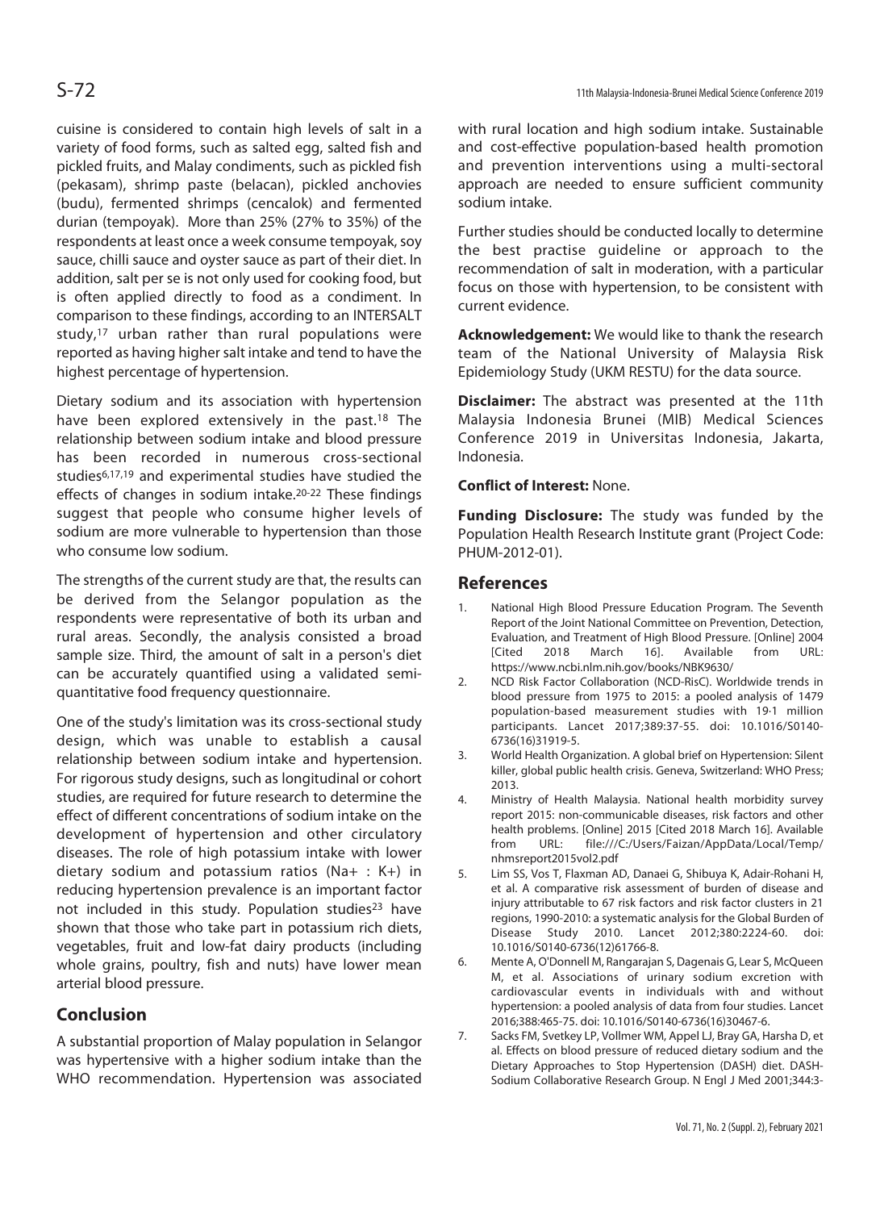cuisine is considered to contain high levels of salt in a variety of food forms, such as salted egg, salted fish and pickled fruits, and Malay condiments, such as pickled fish (pekasam), shrimp paste (belacan), pickled anchovies (budu), fermented shrimps (cencalok) and fermented durian (tempoyak). More than 25% (27% to 35%) of the respondents at least once a week consume tempoyak, soy sauce, chilli sauce and oyster sauce as part of their diet. In addition, salt per se is not only used for cooking food, but is often applied directly to food as a condiment. In comparison to these findings, according to an INTERSALT study,[17] urban rather than rural populations were reported as having higher salt intake and tend to have the highest percentage of hypertension.

Dietary sodium and its association with hypertension have been explored extensively in the past.[18] The relationship between sodium intake and blood pressure has been recorded in numerous cross-sectional studies[6,17,19] and experimental studies have studied the effects of changes in sodium intake.[20-22] These findings suggest that people who consume higher levels of sodium are more vulnerable to hypertension than those who consume low sodium.

The strengths of the current study are that, the results can be derived from the Selangor population as the respondents were representative of both its urban and rural areas. Secondly, the analysis consisted a broad sample size. Third, the amount of salt in a person's diet can be accurately quantified using a validated semi-quantitative food frequency questionnaire.

One of the study's limitation was its cross-sectional study design, which was unable to establish a causal relationship between sodium intake and hypertension. For rigorous study designs, such as longitudinal or cohort studies, are required for future research to determine the effect of different concentrations of sodium intake on the development of hypertension and other circulatory diseases. The role of high potassium intake with lower dietary sodium and potassium ratios (Na+ : K+) in reducing hypertension prevalence is an important factor not included in this study. Population studies[23] have shown that those who take part in potassium rich diets, vegetables, fruit and low-fat dairy products (including whole grains, poultry, fish and nuts) have lower mean arterial blood pressure.

## Conclusion

A substantial proportion of Malay population in Selangor was hypertensive with a higher sodium intake than the WHO recommendation. Hypertension was associated with rural location and high sodium intake. Sustainable and cost-effective population-based health promotion and prevention interventions using a multi-sectoral approach are needed to ensure sufficient community sodium intake.

Further studies should be conducted locally to determine the best practise guideline or approach to the recommendation of salt in moderation, with a particular focus on those with hypertension, to be consistent with current evidence.

**Acknowledgement:** We would like to thank the research team of the National University of Malaysia Risk Epidemiology Study (UKM RESTU) for the data source.

**Disclaimer:** The abstract was presented at the 11th Malaysia Indonesia Brunei (MIB) Medical Sciences Conference 2019 in Universitas Indonesia, Jakarta, Indonesia.

**Conflict of Interest:** None.

**Funding Disclosure:** The study was funded by the Population Health Research Institute grant (Project Code: PHUM-2012-01).

## References

1. National High Blood Pressure Education Program. The Seventh Report of the Joint National Committee on Prevention, Detection, Evaluation, and Treatment of High Blood Pressure. [Online] 2004 [Cited 2018 March 16]. Available from URL: https://www.ncbi.nlm.nih.gov/books/NBK9630/
2. NCD Risk Factor Collaboration (NCD-RisC). Worldwide trends in blood pressure from 1975 to 2015: a pooled analysis of 1479 population-based measurement studies with 19·1 million participants. Lancet 2017;389:37-55. doi: 10.1016/S0140-6736(16)31919-5.
3. World Health Organization. A global brief on Hypertension: Silent killer, global public health crisis. Geneva, Switzerland: WHO Press; 2013.
4. Ministry of Health Malaysia. National health morbidity survey report 2015: non-communicable diseases, risk factors and other health problems. [Online] 2015 [Cited 2018 March 16]. Available from URL: file:///C:/Users/Faizan/AppData/Local/Temp/nhmsreport2015vol2.pdf
5. Lim SS, Vos T, Flaxman AD, Danaei G, Shibuya K, Adair-Rohani H, et al. A comparative risk assessment of burden of disease and injury attributable to 67 risk factors and risk factor clusters in 21 regions, 1990-2010: a systematic analysis for the Global Burden of Disease Study 2010. Lancet 2012;380:2224-60. doi: 10.1016/S0140-6736(12)61766-8.
6. Mente A, O'Donnell M, Rangarajan S, Dagenais G, Lear S, McQueen M, et al. Associations of urinary sodium excretion with cardiovascular events in individuals with and without hypertension: a pooled analysis of data from four studies. Lancet 2016;388:465-75. doi: 10.1016/S0140-6736(16)30467-6.
7. Sacks FM, Svetkey LP, Vollmer WM, Appel LJ, Bray GA, Harsha D, et al. Effects on blood pressure of reduced dietary sodium and the Dietary Approaches to Stop Hypertension (DASH) diet. DASH-Sodium Collaborative Research Group. N Engl J Med 2001;344:3-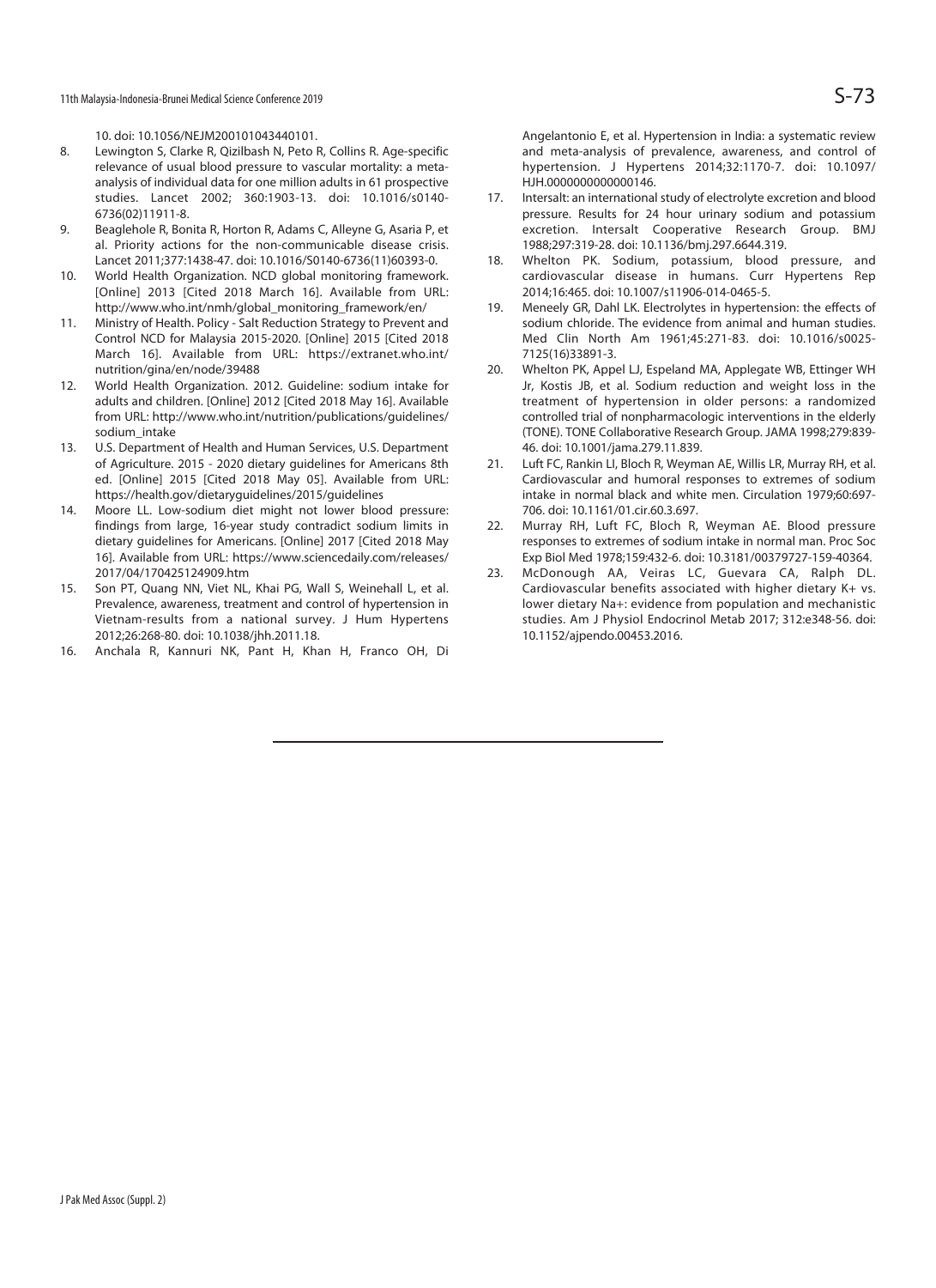10. doi: 10.1056/NEJM200101043440101.

8. Lewington S, Clarke R, Qizilbash N, Peto R, Collins R. Age-specific relevance of usual blood pressure to vascular mortality: a meta-analysis of individual data for one million adults in 61 prospective studies. Lancet 2002; 360:1903-13. doi: 10.1016/s0140-6736(02)11911-8.
9. Beaglehole R, Bonita R, Horton R, Adams C, Alleyne G, Asaria P, et al. Priority actions for the non-communicable disease crisis. Lancet 2011;377:1438-47. doi: 10.1016/S0140-6736(11)60393-0.
10. World Health Organization. NCD global monitoring framework. [Online] 2013 [Cited 2018 March 16]. Available from URL: http://www.who.int/nmh/global_monitoring_framework/en/
11. Ministry of Health. Policy - Salt Reduction Strategy to Prevent and Control NCD for Malaysia 2015-2020. [Online] 2015 [Cited 2018 March 16]. Available from URL: https://extranet.who.int/nutrition/gina/en/node/39488
12. World Health Organization. 2012. Guideline: sodium intake for adults and children. [Online] 2012 [Cited 2018 May 16]. Available from URL: http://www.who.int/nutrition/publications/guidelines/sodium_intake
13. U.S. Department of Health and Human Services, U.S. Department of Agriculture. 2015 - 2020 dietary guidelines for Americans 8th ed. [Online] 2015 [Cited 2018 May 05]. Available from URL: https://health.gov/dietaryguidelines/2015/guidelines
14. Moore LL. Low-sodium diet might not lower blood pressure: findings from large, 16-year study contradict sodium limits in dietary guidelines for Americans. [Online] 2017 [Cited 2018 May 16]. Available from URL: https://www.sciencedaily.com/releases/2017/04/170425124909.htm
15. Son PT, Quang NN, Viet NL, Khai PG, Wall S, Weinehall L, et al. Prevalence, awareness, treatment and control of hypertension in Vietnam-results from a national survey. J Hum Hypertens 2012;26:268-80. doi: 10.1038/jhh.2011.18.
16. Anchala R, Kannuri NK, Pant H, Khan H, Franco OH, Di Angelantonio E, et al. Hypertension in India: a systematic review and meta-analysis of prevalence, awareness, and control of hypertension. J Hypertens 2014;32:1170-7. doi: 10.1097/HJH.0000000000000146.
17. Intersalt: an international study of electrolyte excretion and blood pressure. Results for 24 hour urinary sodium and potassium excretion. Intersalt Cooperative Research Group. BMJ 1988;297:319-28. doi: 10.1136/bmj.297.6644.319.
18. Whelton PK. Sodium, potassium, blood pressure, and cardiovascular disease in humans. Curr Hypertens Rep 2014;16:465. doi: 10.1007/s11906-014-0465-5.
19. Meneely GR, Dahl LK. Electrolytes in hypertension: the effects of sodium chloride. The evidence from animal and human studies. Med Clin North Am 1961;45:271-83. doi: 10.1016/s0025-7125(16)33891-3.
20. Whelton PK, Appel LJ, Espeland MA, Applegate WB, Ettinger WH Jr, Kostis JB, et al. Sodium reduction and weight loss in the treatment of hypertension in older persons: a randomized controlled trial of nonpharmacologic interventions in the elderly (TONE). TONE Collaborative Research Group. JAMA 1998;279:839-46. doi: 10.1001/jama.279.11.839.
21. Luft FC, Rankin LI, Bloch R, Weyman AE, Willis LR, Murray RH, et al. Cardiovascular and humoral responses to extremes of sodium intake in normal black and white men. Circulation 1979;60:697-706. doi: 10.1161/01.cir.60.3.697.
22. Murray RH, Luft FC, Bloch R, Weyman AE. Blood pressure responses to extremes of sodium intake in normal man. Proc Soc Exp Biol Med 1978;159:432-6. doi: 10.3181/00379727-159-40364.
23. McDonough AA, Veiras LC, Guevara CA, Ralph DL. Cardiovascular benefits associated with higher dietary K+ vs. lower dietary Na+: evidence from population and mechanistic studies. Am J Physiol Endocrinol Metab 2017; 312:e348-56. doi: 10.1152/ajpendo.00453.2016.